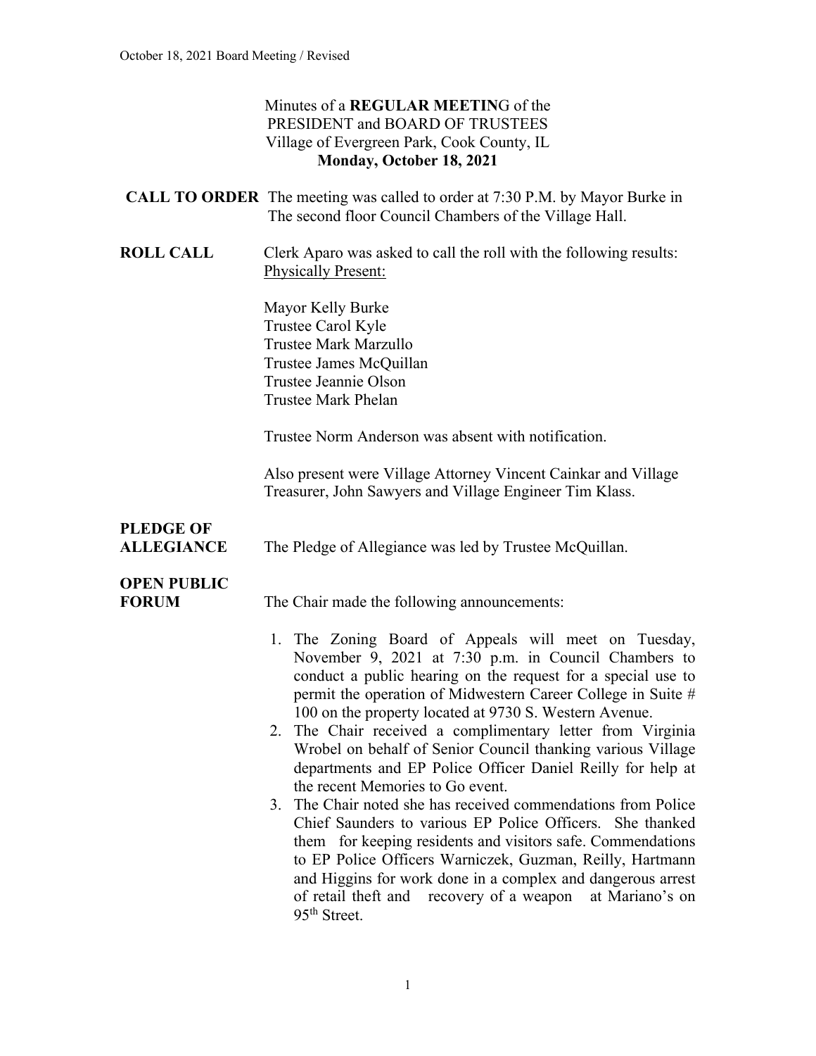Minutes of a **REGULAR MEETIN**G of the
PRESIDENT and BOARD OF TRUSTEES
Village of Evergreen Park, Cook County, IL
**Monday, October 18, 2021**

**CALL TO ORDER** The meeting was called to order at 7:30 P.M. by Mayor Burke in The second floor Council Chambers of the Village Hall.

**ROLL CALL** Clerk Aparo was asked to call the roll with the following results:
Physically Present:

Mayor Kelly Burke
Trustee Carol Kyle
Trustee Mark Marzullo
Trustee James McQuillan
Trustee Jeannie Olson
Trustee Mark Phelan

Trustee Norm Anderson was absent with notification.

Also present were Village Attorney Vincent Cainkar and Village Treasurer, John Sawyers and Village Engineer Tim Klass.

**PLEDGE OF ALLEGIANCE** The Pledge of Allegiance was led by Trustee McQuillan.

**OPEN PUBLIC FORUM** The Chair made the following announcements:

1. The Zoning Board of Appeals will meet on Tuesday, November 9, 2021 at 7:30 p.m. in Council Chambers to conduct a public hearing on the request for a special use to permit the operation of Midwestern Career College in Suite # 100 on the property located at 9730 S. Western Avenue.
2. The Chair received a complimentary letter from Virginia Wrobel on behalf of Senior Council thanking various Village departments and EP Police Officer Daniel Reilly for help at the recent Memories to Go event.
3. The Chair noted she has received commendations from Police Chief Saunders to various EP Police Officers. She thanked them for keeping residents and visitors safe. Commendations to EP Police Officers Warniczek, Guzman, Reilly, Hartmann and Higgins for work done in a complex and dangerous arrest of retail theft and recovery of a weapon at Mariano's on 95th Street.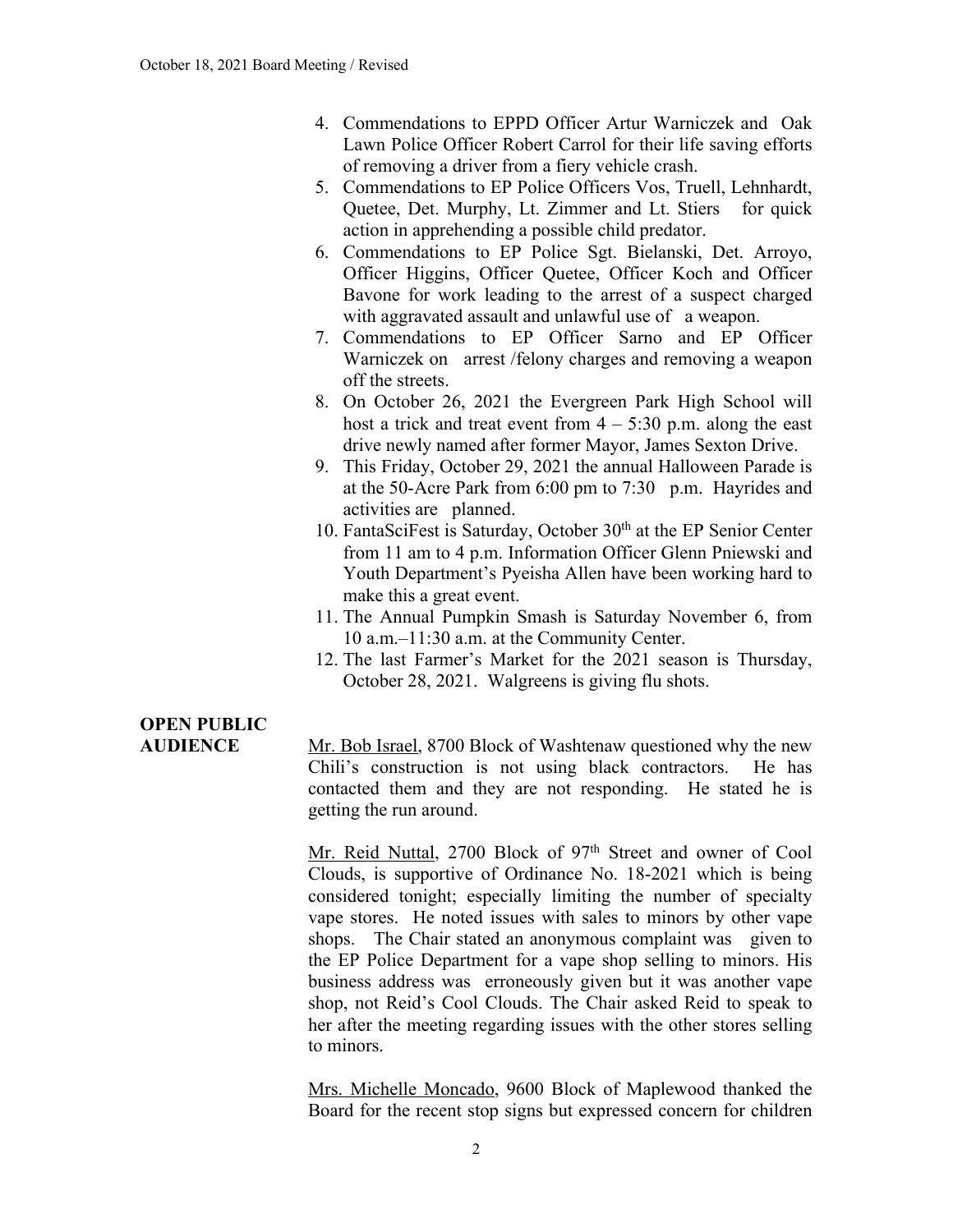4. Commendations to EPPD Officer Artur Warniczek and Oak Lawn Police Officer Robert Carrol for their life saving efforts of removing a driver from a fiery vehicle crash.
5. Commendations to EP Police Officers Vos, Truell, Lehnhardt, Quetee, Det. Murphy, Lt. Zimmer and Lt. Stiers for quick action in apprehending a possible child predator.
6. Commendations to EP Police Sgt. Bielanski, Det. Arroyo, Officer Higgins, Officer Quetee, Officer Koch and Officer Bavone for work leading to the arrest of a suspect charged with aggravated assault and unlawful use of a weapon.
7. Commendations to EP Officer Sarno and EP Officer Warniczek on arrest /felony charges and removing a weapon off the streets.
8. On October 26, 2021 the Evergreen Park High School will host a trick and treat event from 4 – 5:30 p.m. along the east drive newly named after former Mayor, James Sexton Drive.
9. This Friday, October 29, 2021 the annual Halloween Parade is at the 50-Acre Park from 6:00 pm to 7:30 p.m. Hayrides and activities are planned.
10. FantaSciFest is Saturday, October 30th at the EP Senior Center from 11 am to 4 p.m. Information Officer Glenn Pniewski and Youth Department's Pyeisha Allen have been working hard to make this a great event.
11. The Annual Pumpkin Smash is Saturday November 6, from 10 a.m.–11:30 a.m. at the Community Center.
12. The last Farmer's Market for the 2021 season is Thursday, October 28, 2021. Walgreens is giving flu shots.

**OPEN PUBLIC AUDIENCE**

Mr. Bob Israel, 8700 Block of Washtenaw questioned why the new Chili's construction is not using black contractors. He has contacted them and they are not responding. He stated he is getting the run around.

Mr. Reid Nuttal, 2700 Block of 97th Street and owner of Cool Clouds, is supportive of Ordinance No. 18-2021 which is being considered tonight; especially limiting the number of specialty vape stores. He noted issues with sales to minors by other vape shops. The Chair stated an anonymous complaint was given to the EP Police Department for a vape shop selling to minors. His business address was erroneously given but it was another vape shop, not Reid's Cool Clouds. The Chair asked Reid to speak to her after the meeting regarding issues with the other stores selling to minors.

Mrs. Michelle Moncado, 9600 Block of Maplewood thanked the Board for the recent stop signs but expressed concern for children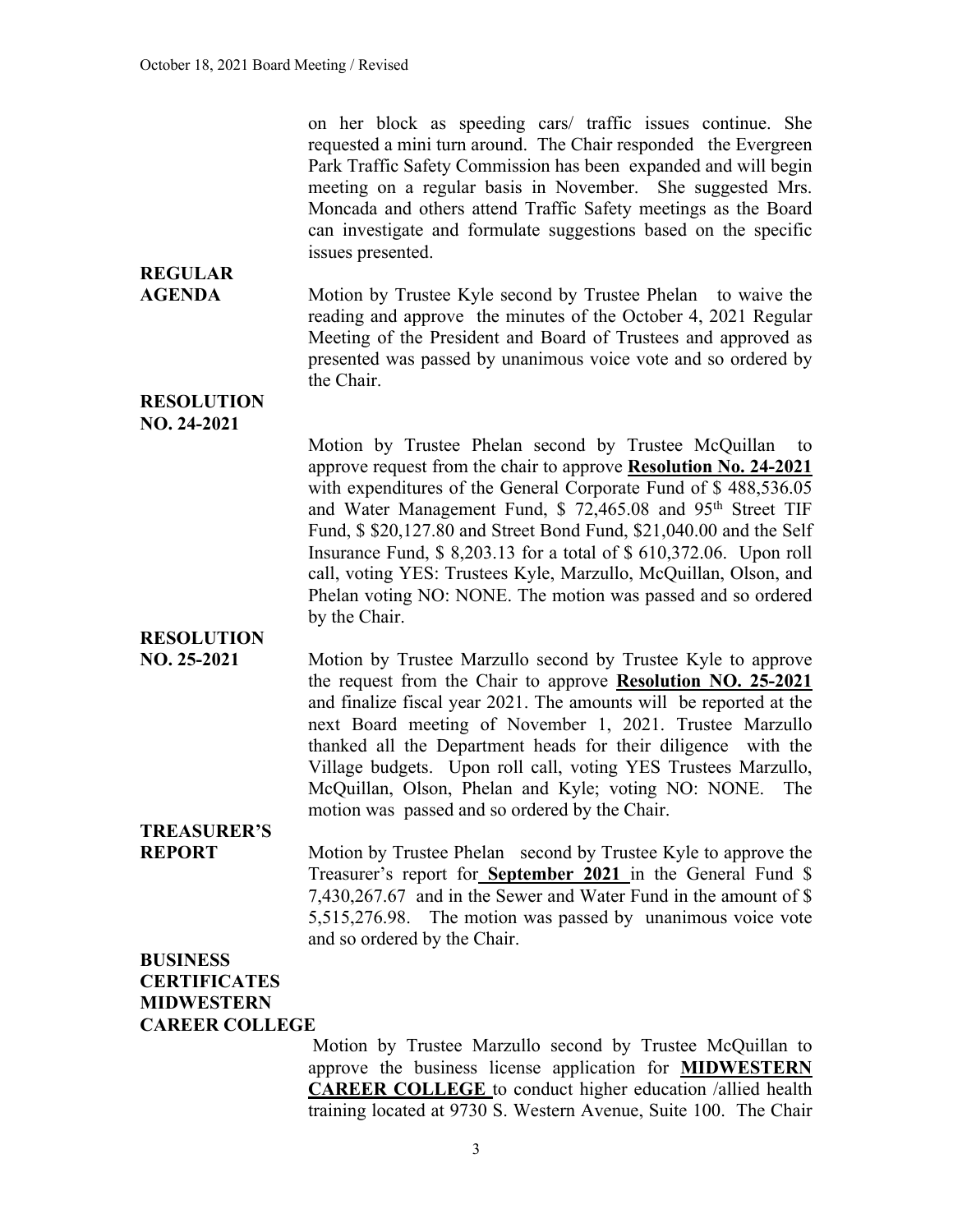on her block as speeding cars/ traffic issues continue. She requested a mini turn around. The Chair responded the Evergreen Park Traffic Safety Commission has been expanded and will begin meeting on a regular basis in November. She suggested Mrs. Moncada and others attend Traffic Safety meetings as the Board can investigate and formulate suggestions based on the specific issues presented.

**REGULAR AGENDA**

Motion by Trustee Kyle second by Trustee Phelan to waive the reading and approve the minutes of the October 4, 2021 Regular Meeting of the President and Board of Trustees and approved as presented was passed by unanimous voice vote and so ordered by the Chair.

**RESOLUTION NO. 24-2021**

Motion by Trustee Phelan second by Trustee McQuillan to approve request from the chair to approve **Resolution No. 24-2021** with expenditures of the General Corporate Fund of $ 488,536.05 and Water Management Fund, $ 72,465.08 and 95th Street TIF Fund, $ $20,127.80 and Street Bond Fund, $21,040.00 and the Self Insurance Fund, $ 8,203.13 for a total of $ 610,372.06. Upon roll call, voting YES: Trustees Kyle, Marzullo, McQuillan, Olson, and Phelan voting NO: NONE. The motion was passed and so ordered by the Chair.

**RESOLUTION NO. 25-2021**

Motion by Trustee Marzullo second by Trustee Kyle to approve the request from the Chair to approve **Resolution NO. 25-2021** and finalize fiscal year 2021. The amounts will be reported at the next Board meeting of November 1, 2021. Trustee Marzullo thanked all the Department heads for their diligence with the Village budgets. Upon roll call, voting YES Trustees Marzullo, McQuillan, Olson, Phelan and Kyle; voting NO: NONE. The motion was passed and so ordered by the Chair.

**TREASURER'S REPORT**

Motion by Trustee Phelan second by Trustee Kyle to approve the Treasurer's report for **September 2021** in the General Fund $ 7,430,267.67 and in the Sewer and Water Fund in the amount of $ 5,515,276.98. The motion was passed by unanimous voice vote and so ordered by the Chair.

**BUSINESS CERTIFICATES MIDWESTERN CAREER COLLEGE**

Motion by Trustee Marzullo second by Trustee McQuillan to approve the business license application for **MIDWESTERN CAREER COLLEGE** to conduct higher education /allied health training located at 9730 S. Western Avenue, Suite 100. The Chair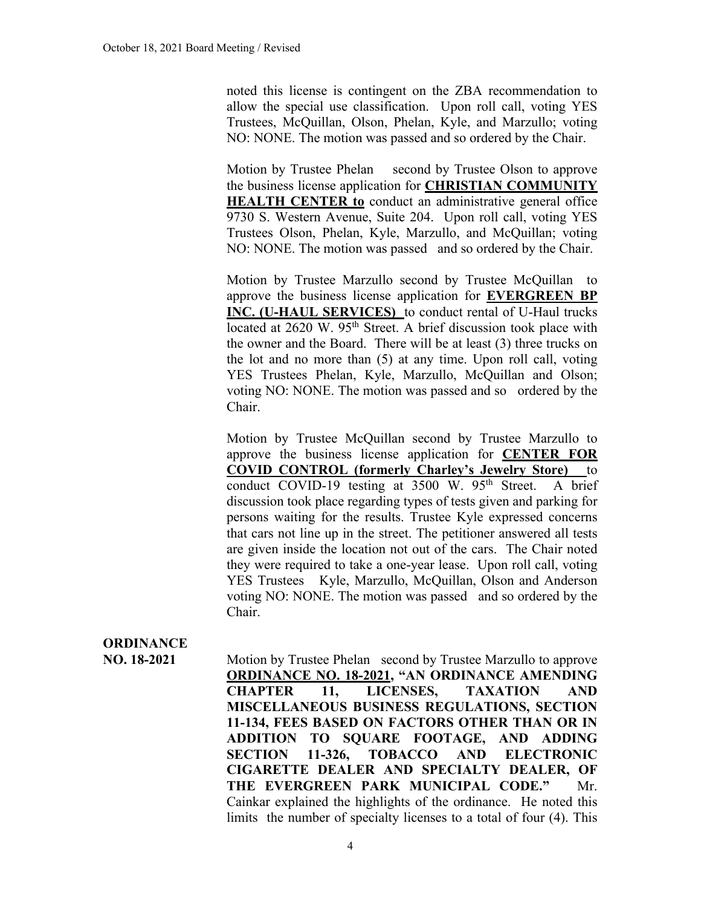noted this license is contingent on the ZBA recommendation to allow the special use classification. Upon roll call, voting YES Trustees, McQuillan, Olson, Phelan, Kyle, and Marzullo; voting NO: NONE. The motion was passed and so ordered by the Chair.

Motion by Trustee Phelan second by Trustee Olson to approve the business license application for **CHRISTIAN COMMUNITY HEALTH CENTER to** conduct an administrative general office 9730 S. Western Avenue, Suite 204. Upon roll call, voting YES Trustees Olson, Phelan, Kyle, Marzullo, and McQuillan; voting NO: NONE. The motion was passed and so ordered by the Chair.

Motion by Trustee Marzullo second by Trustee McQuillan to approve the business license application for **EVERGREEN BP INC. (U-HAUL SERVICES)** to conduct rental of U-Haul trucks located at 2620 W. 95th Street. A brief discussion took place with the owner and the Board. There will be at least (3) three trucks on the lot and no more than (5) at any time. Upon roll call, voting YES Trustees Phelan, Kyle, Marzullo, McQuillan and Olson; voting NO: NONE. The motion was passed and so ordered by the Chair.

Motion by Trustee McQuillan second by Trustee Marzullo to approve the business license application for **CENTER FOR COVID CONTROL (formerly Charley's Jewelry Store)** to conduct COVID-19 testing at 3500 W. 95th Street. A brief discussion took place regarding types of tests given and parking for persons waiting for the results. Trustee Kyle expressed concerns that cars not line up in the street. The petitioner answered all tests are given inside the location not out of the cars. The Chair noted they were required to take a one-year lease. Upon roll call, voting YES Trustees Kyle, Marzullo, McQuillan, Olson and Anderson voting NO: NONE. The motion was passed and so ordered by the Chair.

**ORDINANCE NO. 18-2021**

Motion by Trustee Phelan second by Trustee Marzullo to approve **ORDINANCE NO. 18-2021, "AN ORDINANCE AMENDING CHAPTER 11, LICENSES, TAXATION AND MISCELLANEOUS BUSINESS REGULATIONS, SECTION 11-134, FEES BASED ON FACTORS OTHER THAN OR IN ADDITION TO SQUARE FOOTAGE, AND ADDING SECTION 11-326, TOBACCO AND ELECTRONIC CIGARETTE DEALER AND SPECIALTY DEALER, OF THE EVERGREEN PARK MUNICIPAL CODE."** Mr. Cainkar explained the highlights of the ordinance. He noted this limits the number of specialty licenses to a total of four (4). This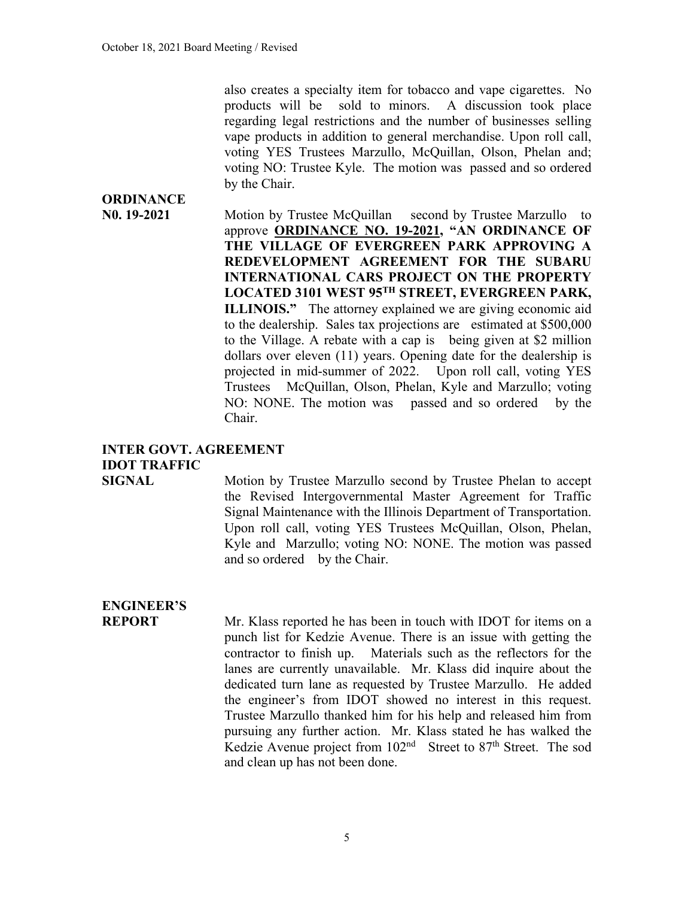also creates a specialty item for tobacco and vape cigarettes. No products will be sold to minors. A discussion took place regarding legal restrictions and the number of businesses selling vape products in addition to general merchandise. Upon roll call, voting YES Trustees Marzullo, McQuillan, Olson, Phelan and; voting NO: Trustee Kyle. The motion was passed and so ordered by the Chair.

**ORDINANCE N0. 19-2021**

Motion by Trustee McQuillan second by Trustee Marzullo to approve **ORDINANCE NO. 19-2021, "AN ORDINANCE OF THE VILLAGE OF EVERGREEN PARK APPROVING A REDEVELOPMENT AGREEMENT FOR THE SUBARU INTERNATIONAL CARS PROJECT ON THE PROPERTY LOCATED 3101 WEST 95TH STREET, EVERGREEN PARK, ILLINOIS."** The attorney explained we are giving economic aid to the dealership. Sales tax projections are estimated at $500,000 to the Village. A rebate with a cap is being given at $2 million dollars over eleven (11) years. Opening date for the dealership is projected in mid-summer of 2022. Upon roll call, voting YES Trustees McQuillan, Olson, Phelan, Kyle and Marzullo; voting NO: NONE. The motion was passed and so ordered by the Chair.

**INTER GOVT. AGREEMENT IDOT TRAFFIC SIGNAL**

Motion by Trustee Marzullo second by Trustee Phelan to accept the Revised Intergovernmental Master Agreement for Traffic Signal Maintenance with the Illinois Department of Transportation. Upon roll call, voting YES Trustees McQuillan, Olson, Phelan, Kyle and Marzullo; voting NO: NONE. The motion was passed and so ordered by the Chair.

**ENGINEER'S REPORT**

Mr. Klass reported he has been in touch with IDOT for items on a punch list for Kedzie Avenue. There is an issue with getting the contractor to finish up. Materials such as the reflectors for the lanes are currently unavailable. Mr. Klass did inquire about the dedicated turn lane as requested by Trustee Marzullo. He added the engineer's from IDOT showed no interest in this request. Trustee Marzullo thanked him for his help and released him from pursuing any further action. Mr. Klass stated he has walked the Kedzie Avenue project from 102nd Street to 87th Street. The sod and clean up has not been done.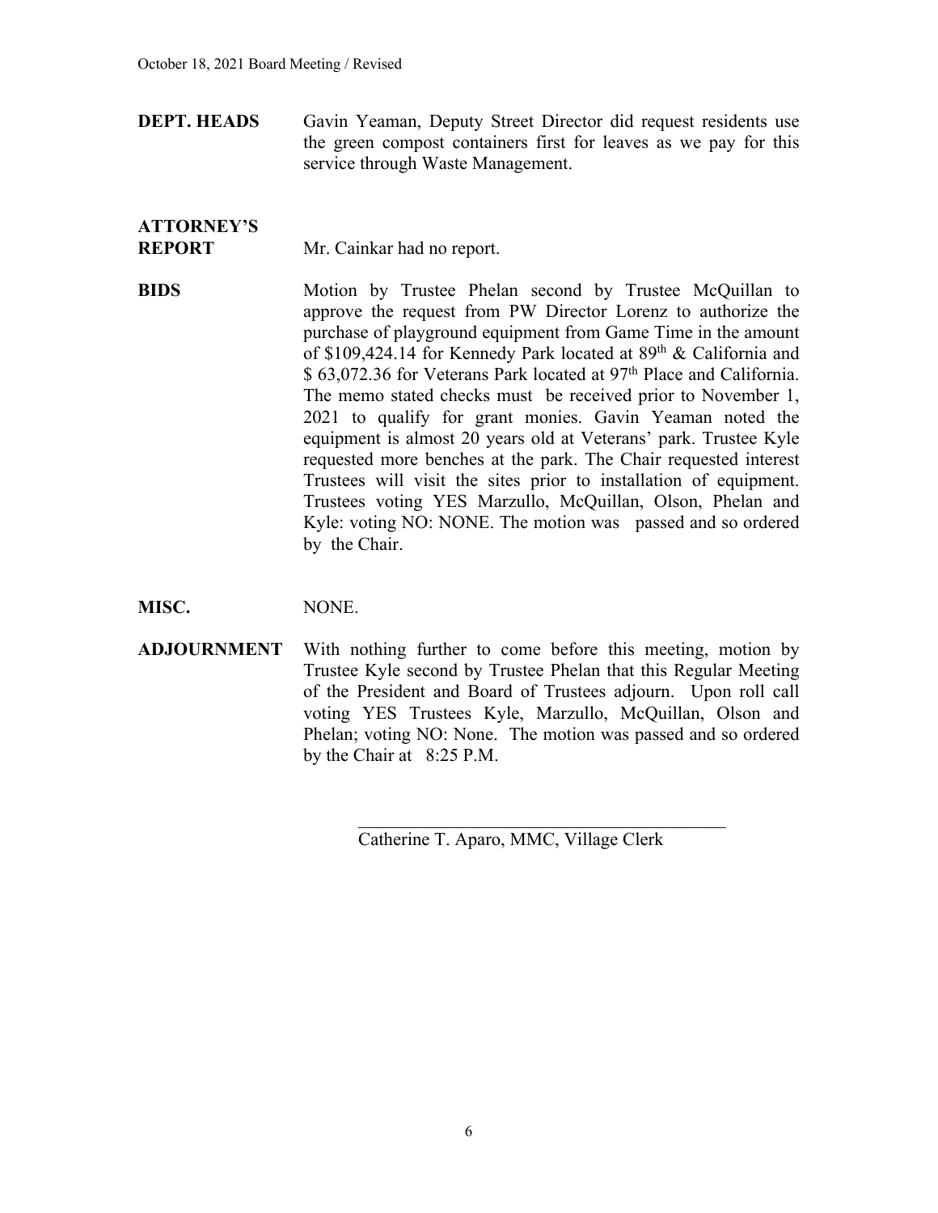**DEPT. HEADS** Gavin Yeaman, Deputy Street Director did request residents use the green compost containers first for leaves as we pay for this service through Waste Management.

**ATTORNEY'S REPORT** Mr. Cainkar had no report.

**BIDS** Motion by Trustee Phelan second by Trustee McQuillan to approve the request from PW Director Lorenz to authorize the purchase of playground equipment from Game Time in the amount of $109,424.14 for Kennedy Park located at 89th & California and $ 63,072.36 for Veterans Park located at 97th Place and California. The memo stated checks must be received prior to November 1, 2021 to qualify for grant monies. Gavin Yeaman noted the equipment is almost 20 years old at Veterans' park. Trustee Kyle requested more benches at the park. The Chair requested interest Trustees will visit the sites prior to installation of equipment. Trustees voting YES Marzullo, McQuillan, Olson, Phelan and Kyle: voting NO: NONE. The motion was passed and so ordered by the Chair.

**MISC.** NONE.

**ADJOURNMENT** With nothing further to come before this meeting, motion by Trustee Kyle second by Trustee Phelan that this Regular Meeting of the President and Board of Trustees adjourn. Upon roll call voting YES Trustees Kyle, Marzullo, McQuillan, Olson and Phelan; voting NO: None. The motion was passed and so ordered by the Chair at 8:25 P.M.

\_\_\_\_\_\_\_\_\_\_\_\_\_\_\_\_\_\_\_\_\_\_\_\_\_\_\_\_\_\_\_\_\_\_\_\_\_\_\_\_

Catherine T. Aparo, MMC, Village Clerk